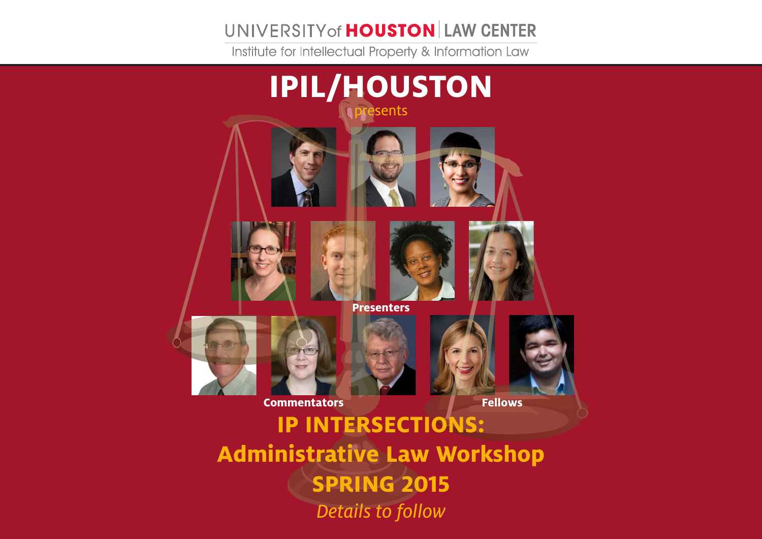UNIVERSITY of HOUSTON | LAW CENTER

Institute for Intellectual Property & Information Law

# IPIL/HOUSTON

presents

**Presenters**

**Commentators**

**Fellows**

## IP INTERSECTIONS:

## Administrative Law Workshop

## SPRING 2015

*Details to follow*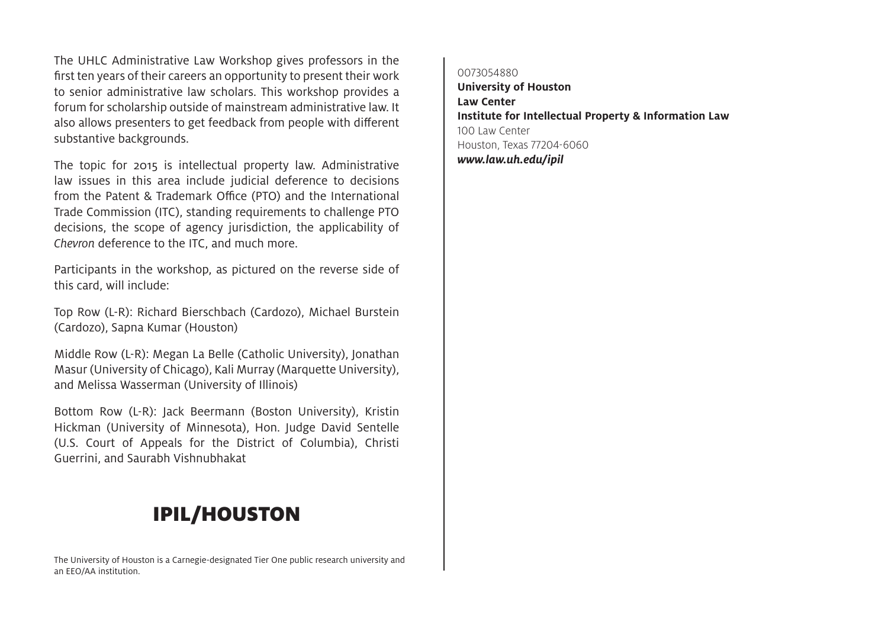The UHLC Administrative Law Workshop gives professors in the first ten years of their careers an opportunity to present their work to senior administrative law scholars. This workshop provides a forum for scholarship outside of mainstream administrative law. It also allows presenters to get feedback from people with different substantive backgrounds.

The topic for 2015 is intellectual property law. Administrative law issues in this area include judicial deference to decisions from the Patent & Trademark Office (PTO) and the International Trade Commission (ITC), standing requirements to challenge PTO decisions, the scope of agency jurisdiction, the applicability of *Chevron* deference to the ITC, and much more.

Participants in the workshop, as pictured on the reverse side of this card, will include:

Top Row (L-R): Richard Bierschbach (Cardozo), Michael Burstein (Cardozo), Sapna Kumar (Houston)

Middle Row (L-R): Megan La Belle (Catholic University), Jonathan Masur (University of Chicago), Kali Murray (Marquette University), and Melissa Wasserman (University of Illinois)

Bottom Row (L-R): Jack Beermann (Boston University), Kristin Hickman (University of Minnesota), Hon. Judge David Sentelle (U.S. Court of Appeals for the District of Columbia), Christi Guerrini, and Saurabh Vishnubhakat

# IPIL/HOUSTON

The University of Houston is a Carnegie-designated Tier One public research university and an EEO/AA institution.

0073054880
**University of Houston**
**Law Center**
**Institute for Intellectual Property & Information Law**
100 Law Center
Houston, Texas 77204-6060
***www.law.uh.edu/ipil***